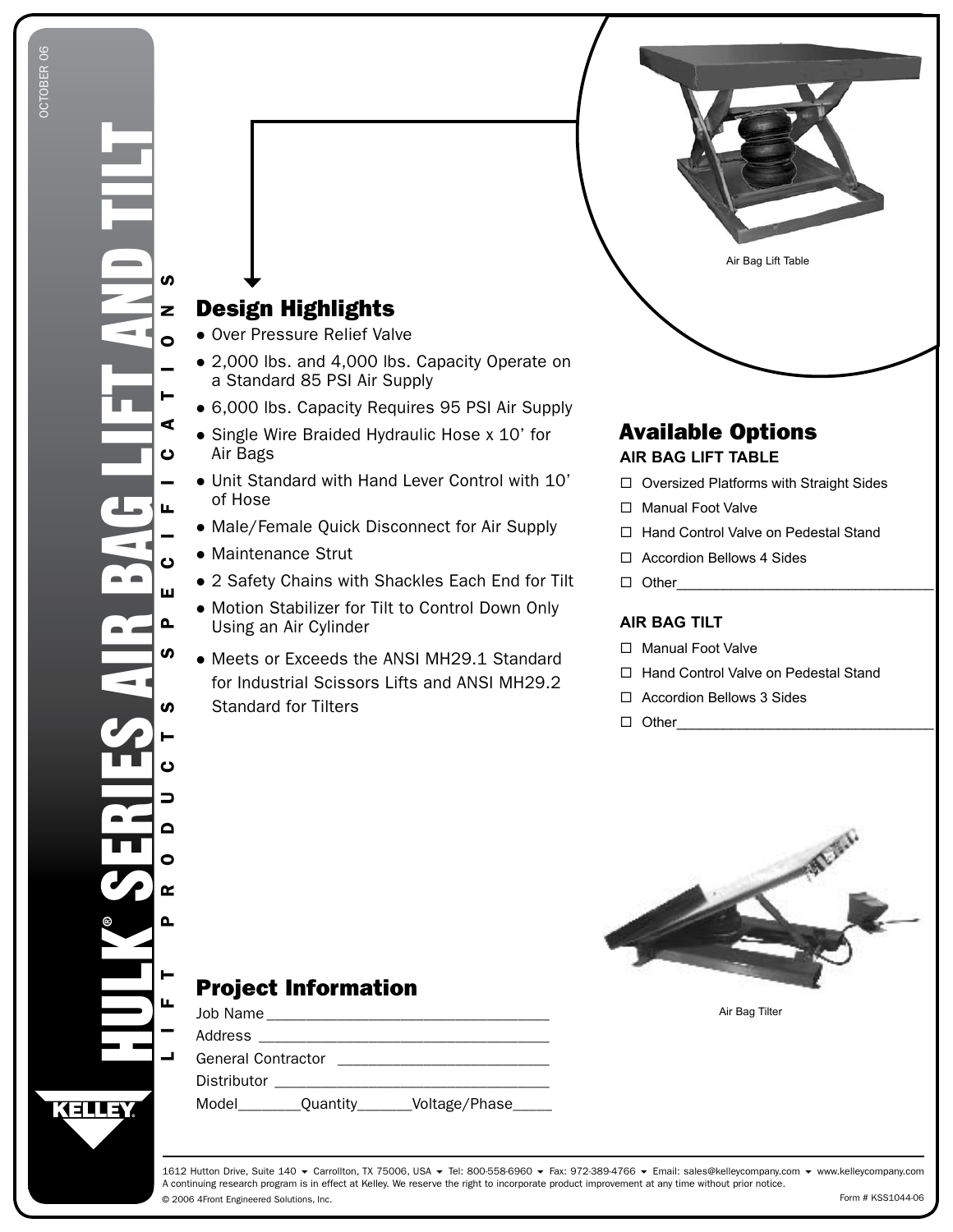OCTOBER 06

# HULK® SERIES AIR BAG LIFT AND TILT

LIFT PRODUCTS SPECIFICATIONS

Air Bag Lift Table

## Design Highlights

- Over Pressure Relief Valve
- 2,000 lbs. and 4,000 lbs. Capacity Operate on a Standard 85 PSI Air Supply
- 6,000 lbs. Capacity Requires 95 PSI Air Supply
- Single Wire Braided Hydraulic Hose x 10' for Air Bags
- Unit Standard with Hand Lever Control with 10' of Hose
- Male/Female Quick Disconnect for Air Supply
- Maintenance Strut
- 2 Safety Chains with Shackles Each End for Tilt
- Motion Stabilizer for Tilt to Control Down Only Using an Air Cylinder
- Meets or Exceeds the ANSI MH29.1 Standard for Industrial Scissors Lifts and ANSI MH29.2 Standard for Tilters

## Available Options

### AIR BAG LIFT TABLE

- ☐ Oversized Platforms with Straight Sides
- ☐ Manual Foot Valve
- ☐ Hand Control Valve on Pedestal Stand
- ☐ Accordion Bellows 4 Sides
- ☐ Other________________________________

### AIR BAG TILT

- ☐ Manual Foot Valve
- ☐ Hand Control Valve on Pedestal Stand
- ☐ Accordion Bellows 3 Sides
- ☐ Other________________________________

Air Bag Tilter

## Project Information

Job Name __________________________________

Address ___________________________________

General Contractor __________________________

Distributor ________________________________

Model________Quantity_______Voltage/Phase_____

KELLEY

1612 Hutton Drive, Suite 140 ▾ Carrollton, TX 75006, USA ▾ Tel: 800-558-6960 ▾ Fax: 972-389-4766 ▾ Email: sales@kelleycompany.com ▾ www.kelleycompany.com
A continuing research program is in effect at Kelley. We reserve the right to incorporate product improvement at any time without prior notice.

© 2006 4Front Engineered Solutions, Inc.

Form # KSS1044-06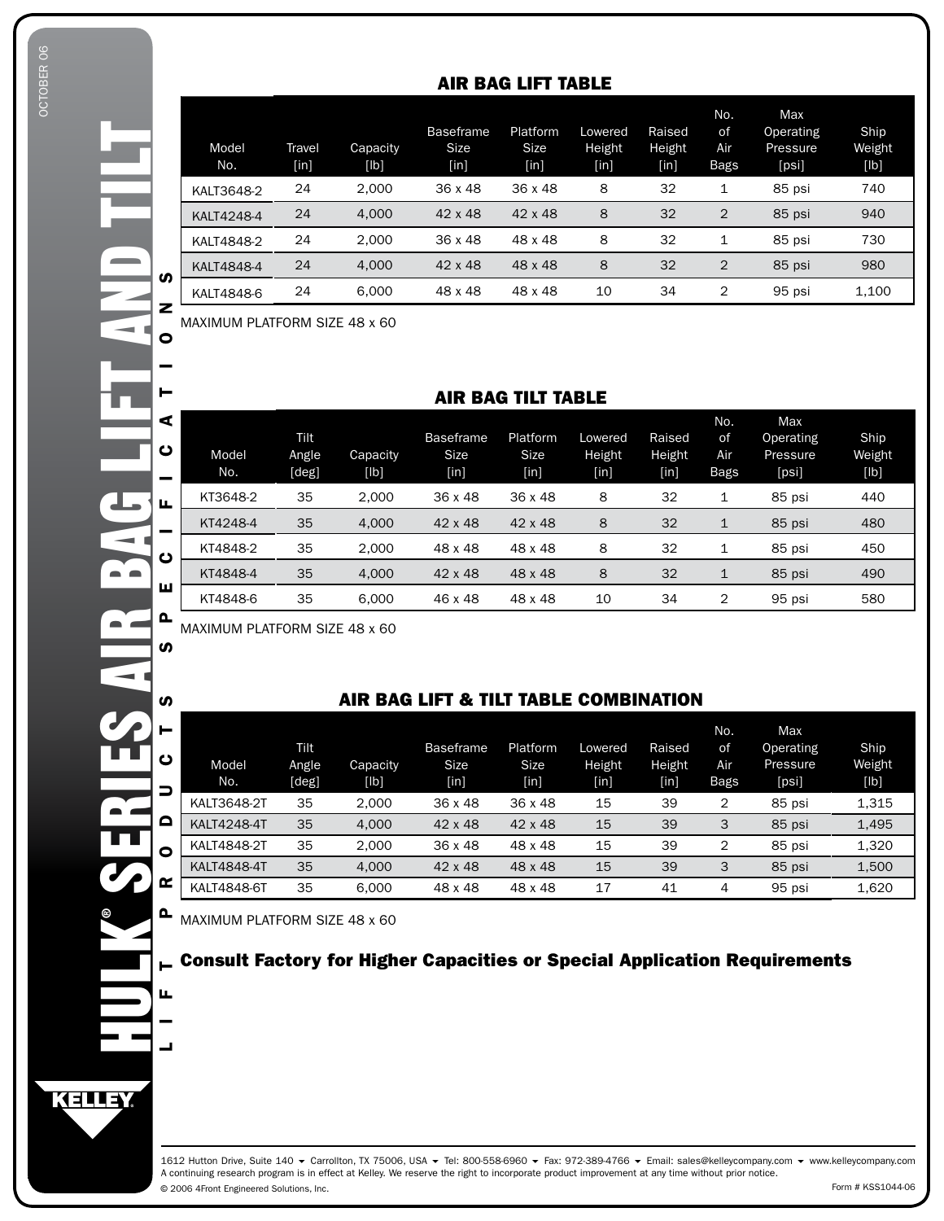# HULK® SERIES AIR BAG LIFT AND TILT

LIFT PRODUCTS SPECIFICATIONS

OCTOBER 06

## AIR BAG LIFT TABLE

| Model No. | Travel [in] | Capacity [lb] | Baseframe Size [in] | Platform Size [in] | Lowered Height [in] | Raised Height [in] | No. of Air Bags | Max Operating Pressure [psi] | Ship Weight [lb] |
|---|---|---|---|---|---|---|---|---|---|
| KALT3648-2 | 24 | 2,000 | 36 x 48 | 36 x 48 | 8 | 32 | 1 | 85 psi | 740 |
| KALT4248-4 | 24 | 4,000 | 42 x 48 | 42 x 48 | 8 | 32 | 2 | 85 psi | 940 |
| KALT4848-2 | 24 | 2,000 | 36 x 48 | 48 x 48 | 8 | 32 | 1 | 85 psi | 730 |
| KALT4848-4 | 24 | 4,000 | 42 x 48 | 48 x 48 | 8 | 32 | 2 | 85 psi | 980 |
| KALT4848-6 | 24 | 6,000 | 48 x 48 | 48 x 48 | 10 | 34 | 2 | 95 psi | 1,100 |

MAXIMUM PLATFORM SIZE 48 x 60

## AIR BAG TILT TABLE

| Model No. | Tilt Angle [deg] | Capacity [lb] | Baseframe Size [in] | Platform Size [in] | Lowered Height [in] | Raised Height [in] | No. of Air Bags | Max Operating Pressure [psi] | Ship Weight [lb] |
|---|---|---|---|---|---|---|---|---|---|
| KT3648-2 | 35 | 2,000 | 36 x 48 | 36 x 48 | 8 | 32 | 1 | 85 psi | 440 |
| KT4248-4 | 35 | 4,000 | 42 x 48 | 42 x 48 | 8 | 32 | 1 | 85 psi | 480 |
| KT4848-2 | 35 | 2,000 | 48 x 48 | 48 x 48 | 8 | 32 | 1 | 85 psi | 450 |
| KT4848-4 | 35 | 4,000 | 42 x 48 | 48 x 48 | 8 | 32 | 1 | 85 psi | 490 |
| KT4848-6 | 35 | 6,000 | 46 x 48 | 48 x 48 | 10 | 34 | 2 | 95 psi | 580 |

MAXIMUM PLATFORM SIZE 48 x 60

## AIR BAG LIFT & TILT TABLE COMBINATION

| Model No. | Tilt Angle [deg] | Capacity [lb] | Baseframe Size [in] | Platform Size [in] | Lowered Height [in] | Raised Height [in] | No. of Air Bags | Max Operating Pressure [psi] | Ship Weight [lb] |
|---|---|---|---|---|---|---|---|---|---|
| KALT3648-2T | 35 | 2,000 | 36 x 48 | 36 x 48 | 15 | 39 | 2 | 85 psi | 1,315 |
| KALT4248-4T | 35 | 4,000 | 42 x 48 | 42 x 48 | 15 | 39 | 3 | 85 psi | 1,495 |
| KALT4848-2T | 35 | 2,000 | 36 x 48 | 48 x 48 | 15 | 39 | 2 | 85 psi | 1,320 |
| KALT4848-4T | 35 | 4,000 | 42 x 48 | 48 x 48 | 15 | 39 | 3 | 85 psi | 1,500 |
| KALT4848-6T | 35 | 6,000 | 48 x 48 | 48 x 48 | 17 | 41 | 4 | 95 psi | 1,620 |

MAXIMUM PLATFORM SIZE 48 x 60

**Consult Factory for Higher Capacities or Special Application Requirements**

KELLEY

1612 Hutton Drive, Suite 140 ▾ Carrollton, TX 75006, USA ▾ Tel: 800-558-6960 ▾ Fax: 972-389-4766 ▾ Email: sales@kelleycompany.com ▾ www.kelleycompany.com

A continuing research program is in effect at Kelley. We reserve the right to incorporate product improvement at any time without prior notice.

© 2006 4Front Engineered Solutions, Inc.

Form # KSS1044-06